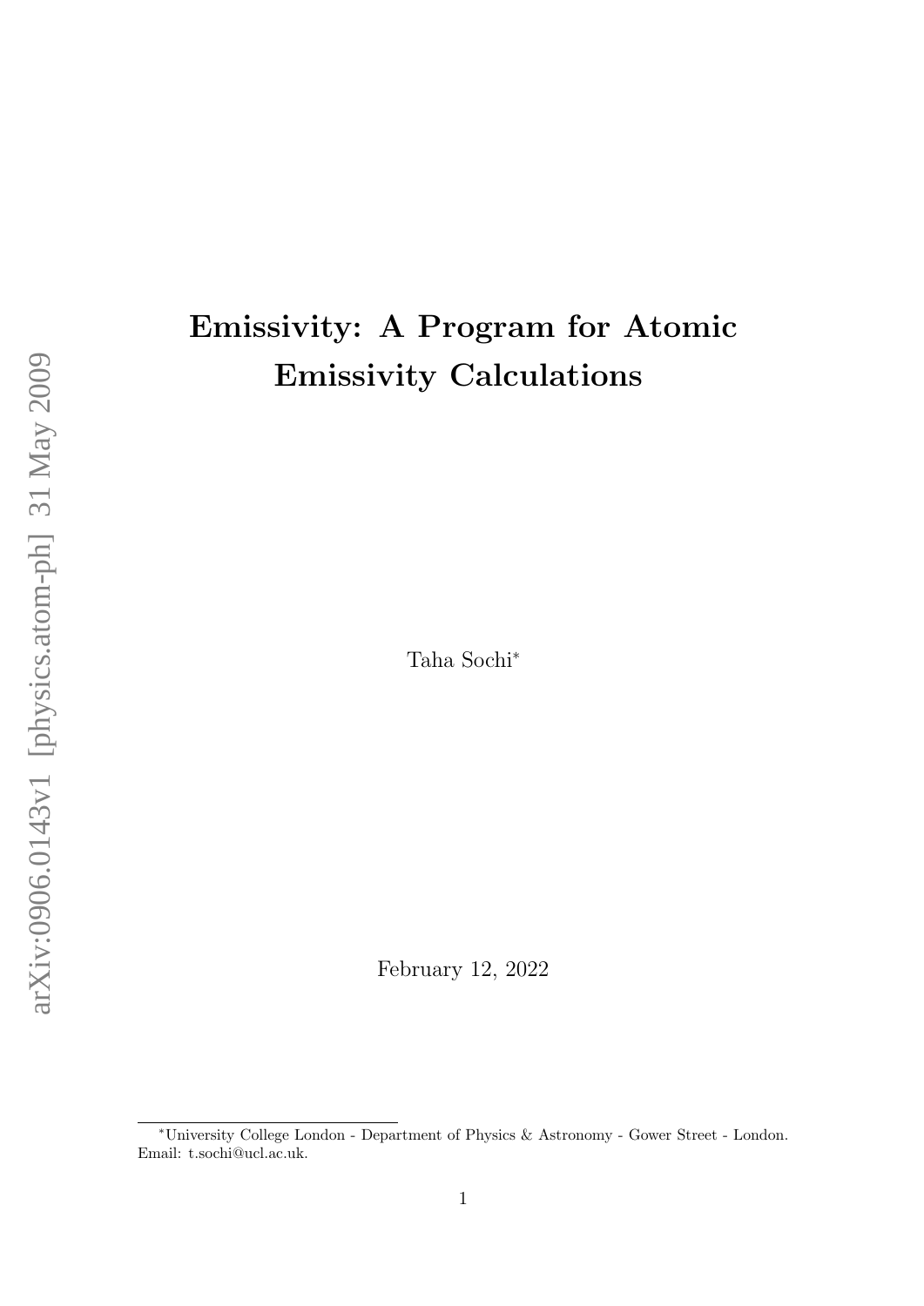# Emissivity: A Program for Atomic Emissivity Calculations

Taha Sochi*

February 12, 2022

*University College London - Department of Physics & Astronomy - Gower Street - London. Email: t.sochi@ucl.ac.uk.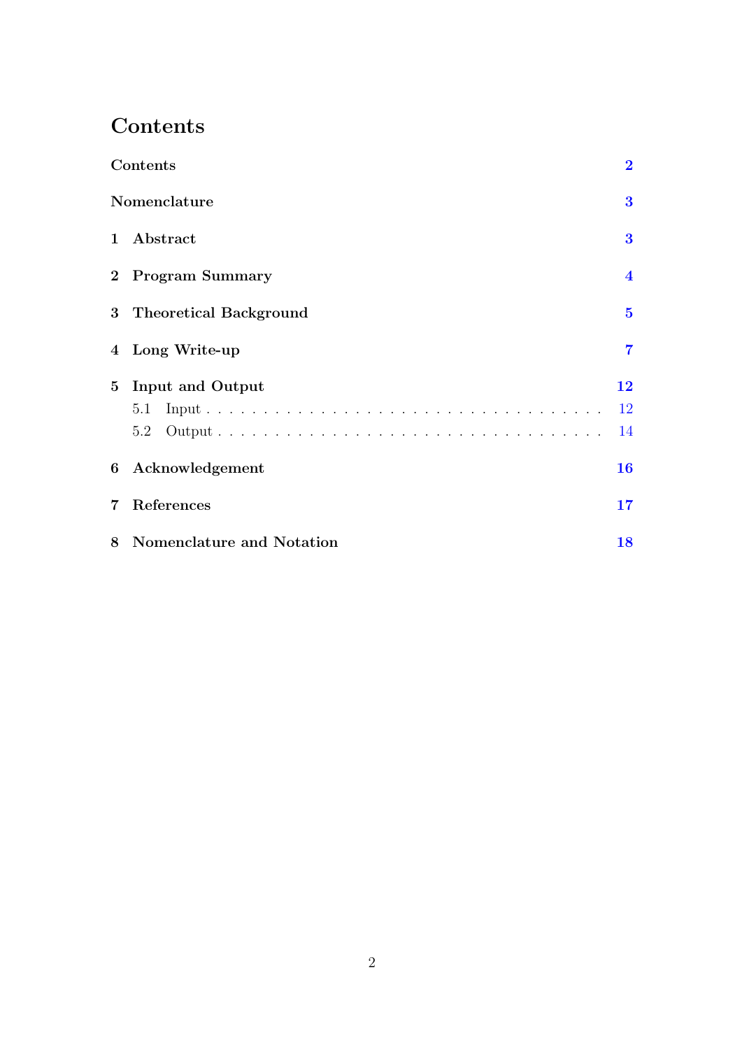# Contents

| | |
|---|---|
| **Contents** | **2** |
| **Nomenclature** | **3** |
| **1 Abstract** | **3** |
| **2 Program Summary** | **4** |
| **3 Theoretical Background** | **5** |
| **4 Long Write-up** | **7** |
| **5 Input and Output** | **12** |
| 5.1 Input | 12 |
| 5.2 Output | 14 |
| **6 Acknowledgement** | **16** |
| **7 References** | **17** |
| **8 Nomenclature and Notation** | **18** |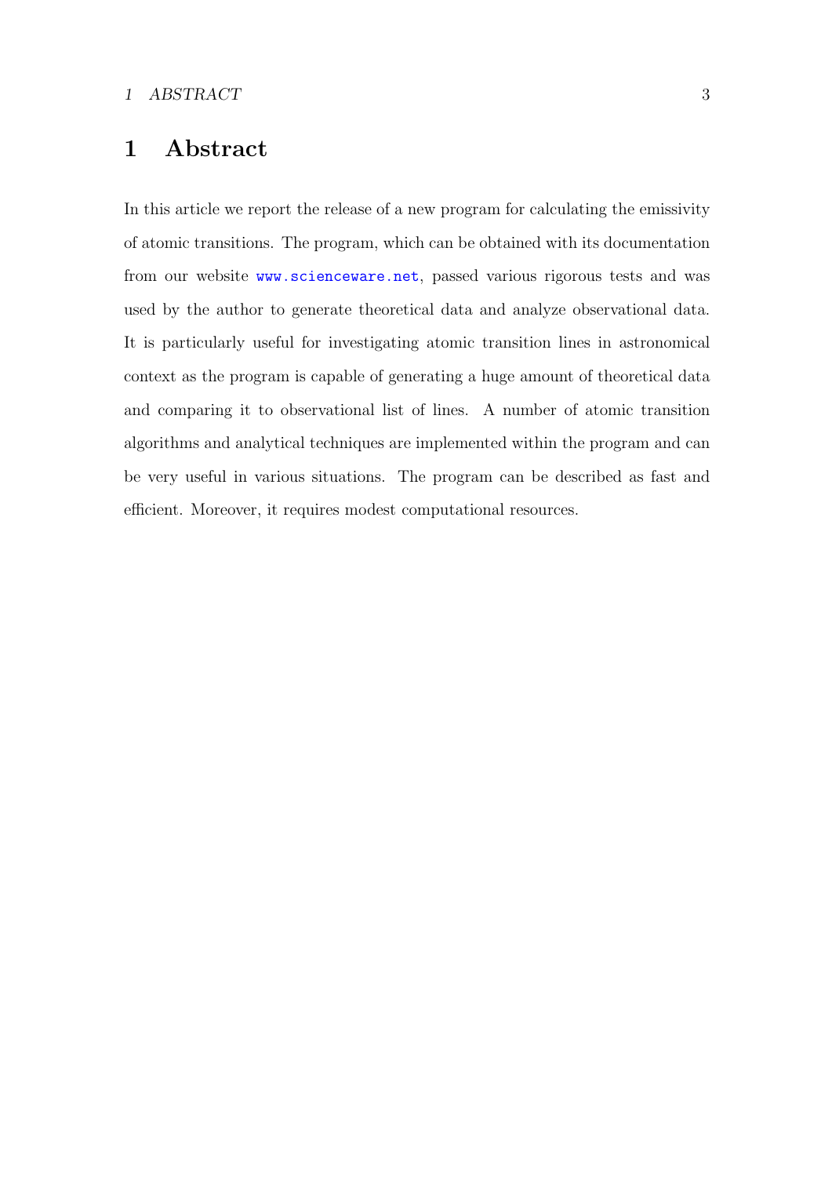# 1 Abstract

In this article we report the release of a new program for calculating the emissivity of atomic transitions. The program, which can be obtained with its documentation from our website www.scienceware.net, passed various rigorous tests and was used by the author to generate theoretical data and analyze observational data. It is particularly useful for investigating atomic transition lines in astronomical context as the program is capable of generating a huge amount of theoretical data and comparing it to observational list of lines. A number of atomic transition algorithms and analytical techniques are implemented within the program and can be very useful in various situations. The program can be described as fast and efficient. Moreover, it requires modest computational resources.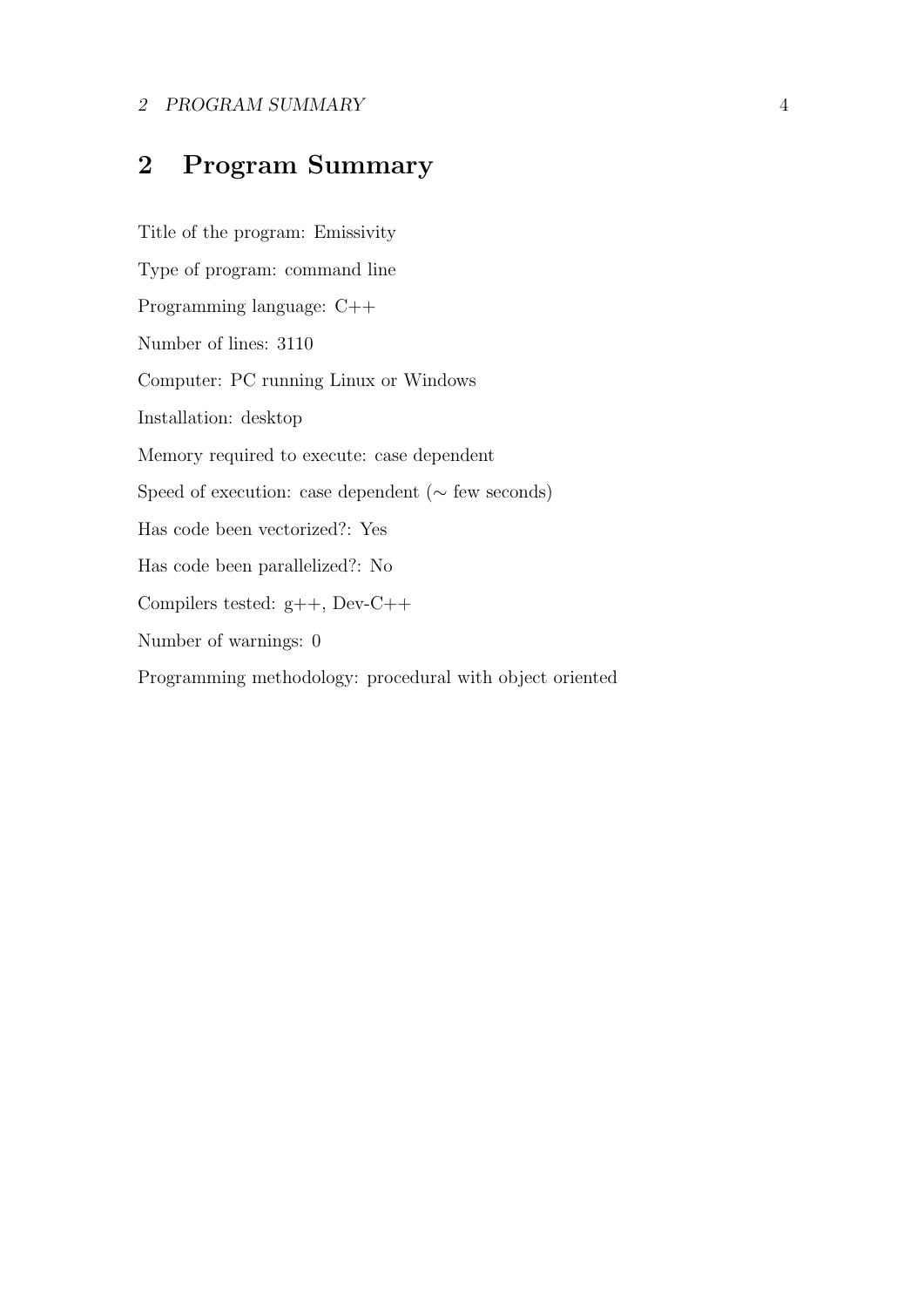## 2 Program Summary

Title of the program: Emissivity

Type of program: command line

Programming language: C++

Number of lines: 3110

Computer: PC running Linux or Windows

Installation: desktop

Memory required to execute: case dependent

Speed of execution: case dependent ($\sim$ few seconds)

Has code been vectorized?: Yes

Has code been parallelized?: No

Compilers tested: g++, Dev-C++

Number of warnings: 0

Programming methodology: procedural with object oriented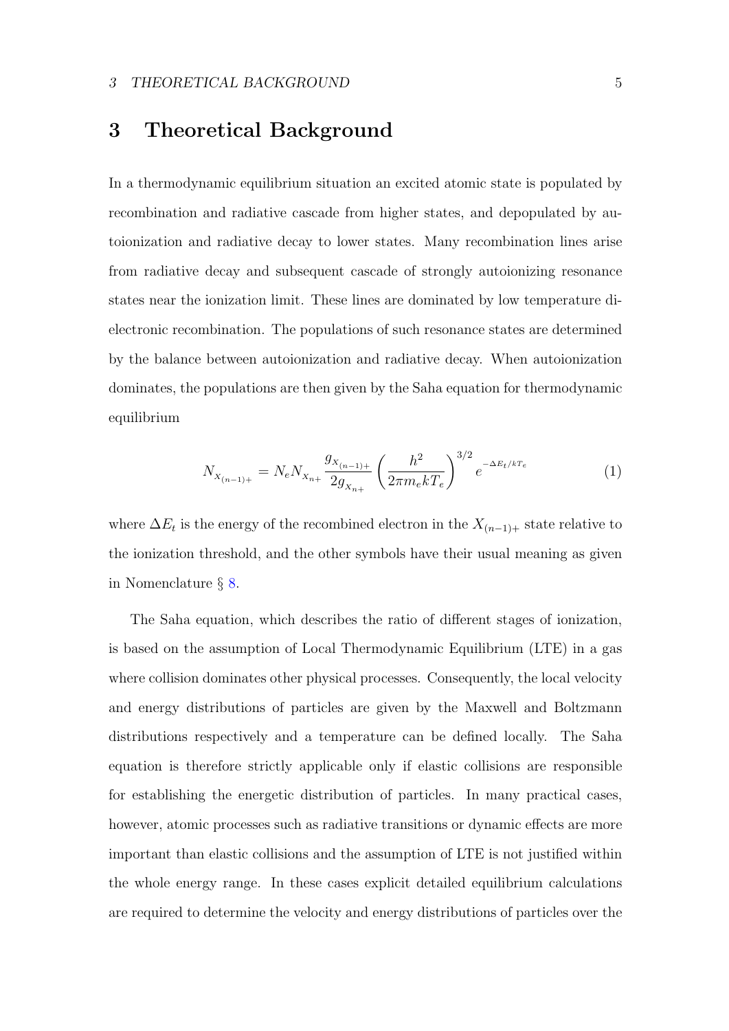# 3 Theoretical Background

In a thermodynamic equilibrium situation an excited atomic state is populated by recombination and radiative cascade from higher states, and depopulated by autoionization and radiative decay to lower states. Many recombination lines arise from radiative decay and subsequent cascade of strongly autoionizing resonance states near the ionization limit. These lines are dominated by low temperature dielectronic recombination. The populations of such resonance states are determined by the balance between autoionization and radiative decay. When autoionization dominates, the populations are then given by the Saha equation for thermodynamic equilibrium

$$N_{X_{(n-1)+}} = N_e N_{X_{n+}} \frac{g_{X_{(n-1)+}}}{2g_{X_{n+}}} \left( \frac{h^2}{2\pi m_e k T_e} \right)^{3/2} e^{-\Delta E_t / kT_e} \tag{1}$$

where $\Delta E_t$ is the energy of the recombined electron in the $X_{(n-1)+}$ state relative to the ionization threshold, and the other symbols have their usual meaning as given in Nomenclature § 8.

The Saha equation, which describes the ratio of different stages of ionization, is based on the assumption of Local Thermodynamic Equilibrium (LTE) in a gas where collision dominates other physical processes. Consequently, the local velocity and energy distributions of particles are given by the Maxwell and Boltzmann distributions respectively and a temperature can be defined locally. The Saha equation is therefore strictly applicable only if elastic collisions are responsible for establishing the energetic distribution of particles. In many practical cases, however, atomic processes such as radiative transitions or dynamic effects are more important than elastic collisions and the assumption of LTE is not justified within the whole energy range. In these cases explicit detailed equilibrium calculations are required to determine the velocity and energy distributions of particles over the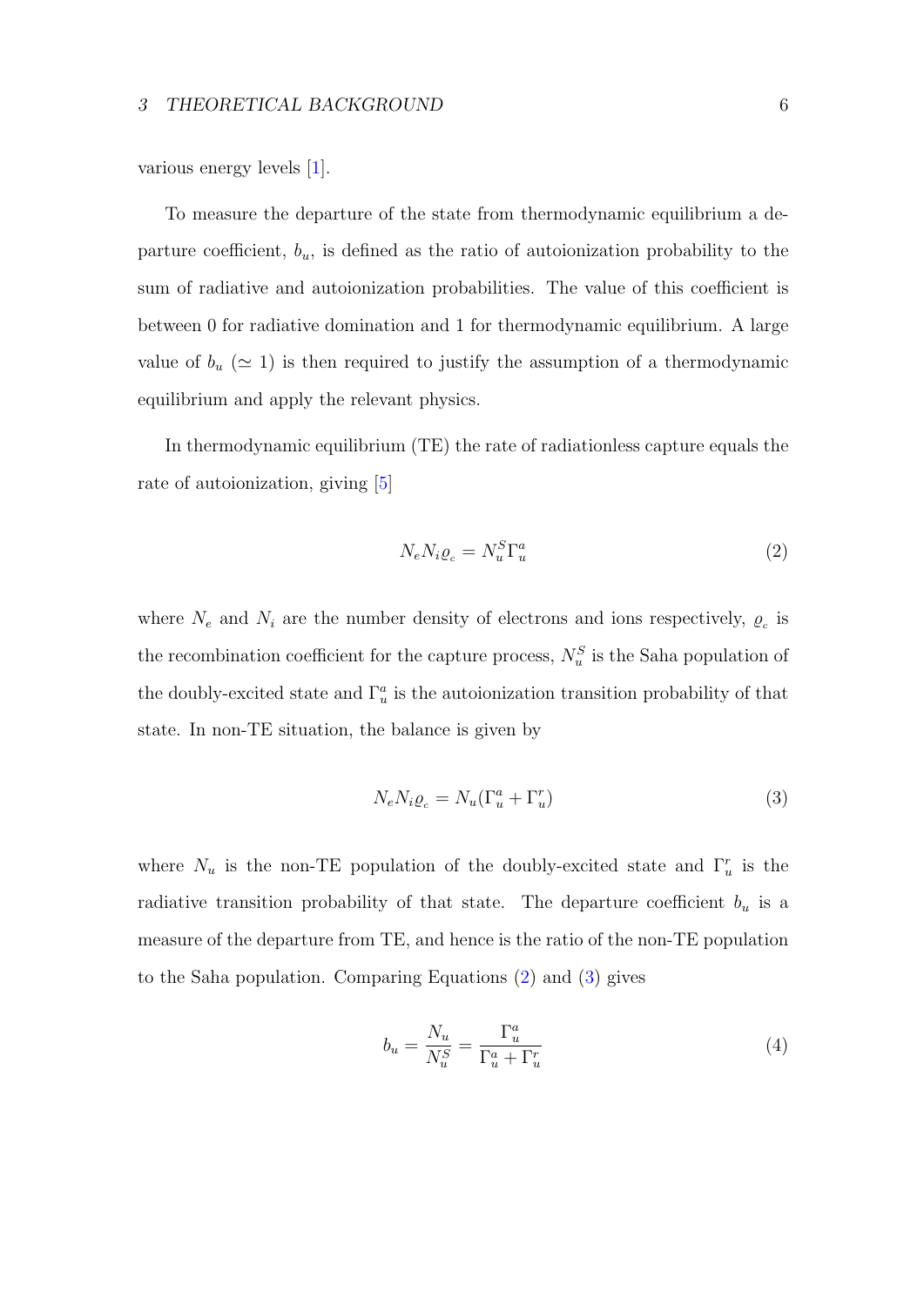various energy levels [1].

To measure the departure of the state from thermodynamic equilibrium a departure coefficient, $b_u$, is defined as the ratio of autoionization probability to the sum of radiative and autoionization probabilities. The value of this coefficient is between 0 for radiative domination and 1 for thermodynamic equilibrium. A large value of $b_u$ ($\simeq 1$) is then required to justify the assumption of a thermodynamic equilibrium and apply the relevant physics.

In thermodynamic equilibrium (TE) the rate of radiationless capture equals the rate of autoionization, giving [5]

$$N_e N_i \varrho_c = N_u^S \Gamma_u^a \tag{2}$$

where $N_e$ and $N_i$ are the number density of electrons and ions respectively, $\varrho_c$ is the recombination coefficient for the capture process, $N_u^S$ is the Saha population of the doubly-excited state and $\Gamma_u^a$ is the autoionization transition probability of that state. In non-TE situation, the balance is given by

$$N_e N_i \varrho_c = N_u (\Gamma_u^a + \Gamma_u^r) \tag{3}$$

where $N_u$ is the non-TE population of the doubly-excited state and $\Gamma_u^r$ is the radiative transition probability of that state. The departure coefficient $b_u$ is a measure of the departure from TE, and hence is the ratio of the non-TE population to the Saha population. Comparing Equations (2) and (3) gives

$$b_u = \frac{N_u}{N_u^S} = \frac{\Gamma_u^a}{\Gamma_u^a + \Gamma_u^r} \tag{4}$$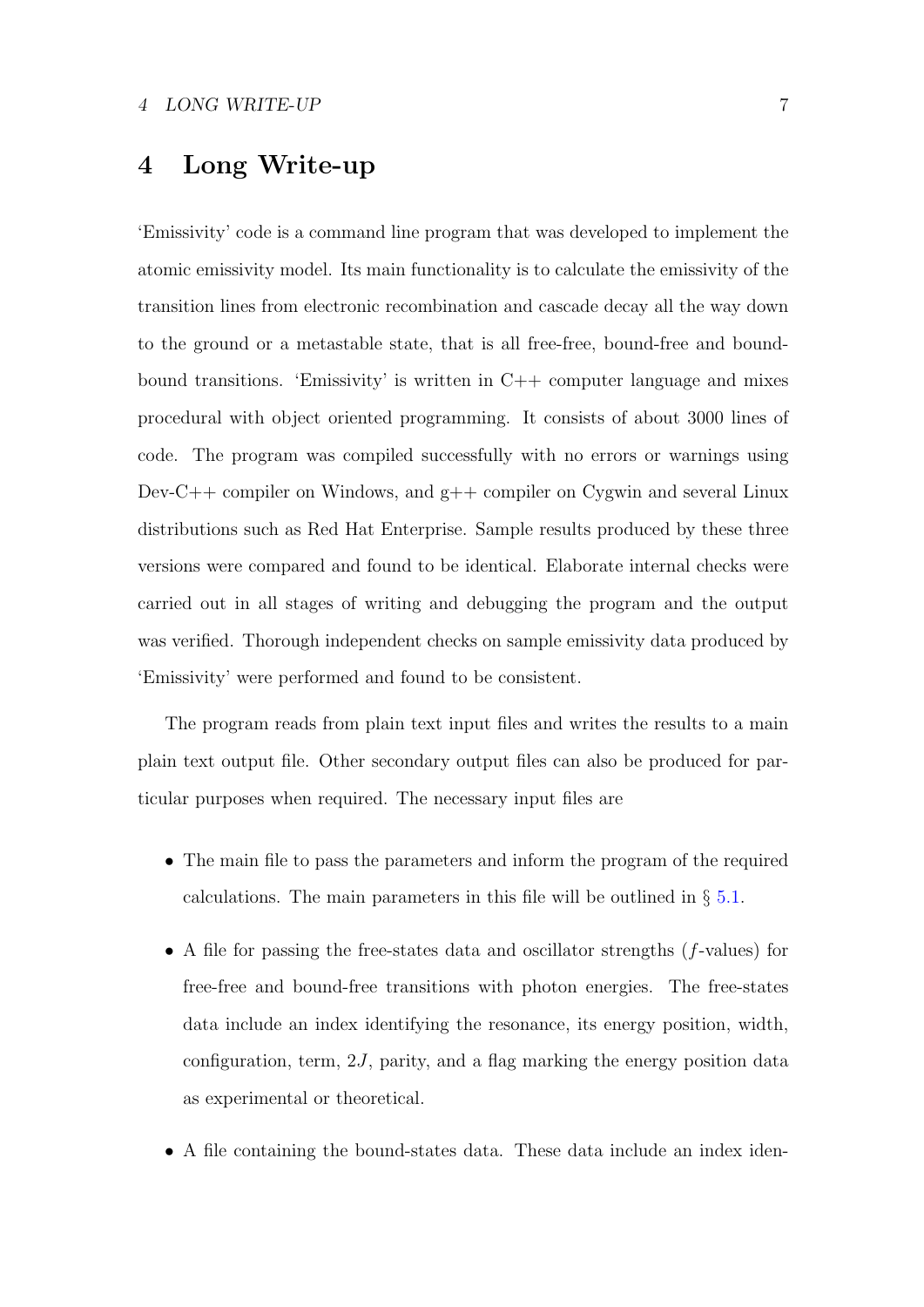# 4 Long Write-up

'Emissivity' code is a command line program that was developed to implement the atomic emissivity model. Its main functionality is to calculate the emissivity of the transition lines from electronic recombination and cascade decay all the way down to the ground or a metastable state, that is all free-free, bound-free and bound-bound transitions. 'Emissivity' is written in C++ computer language and mixes procedural with object oriented programming. It consists of about 3000 lines of code. The program was compiled successfully with no errors or warnings using Dev-C++ compiler on Windows, and g++ compiler on Cygwin and several Linux distributions such as Red Hat Enterprise. Sample results produced by these three versions were compared and found to be identical. Elaborate internal checks were carried out in all stages of writing and debugging the program and the output was verified. Thorough independent checks on sample emissivity data produced by 'Emissivity' were performed and found to be consistent.

The program reads from plain text input files and writes the results to a main plain text output file. Other secondary output files can also be produced for particular purposes when required. The necessary input files are

- The main file to pass the parameters and inform the program of the required calculations. The main parameters in this file will be outlined in § 5.1.
- A file for passing the free-states data and oscillator strengths ($f$-values) for free-free and bound-free transitions with photon energies. The free-states data include an index identifying the resonance, its energy position, width, configuration, term, $2J$, parity, and a flag marking the energy position data as experimental or theoretical.
- A file containing the bound-states data. These data include an index iden-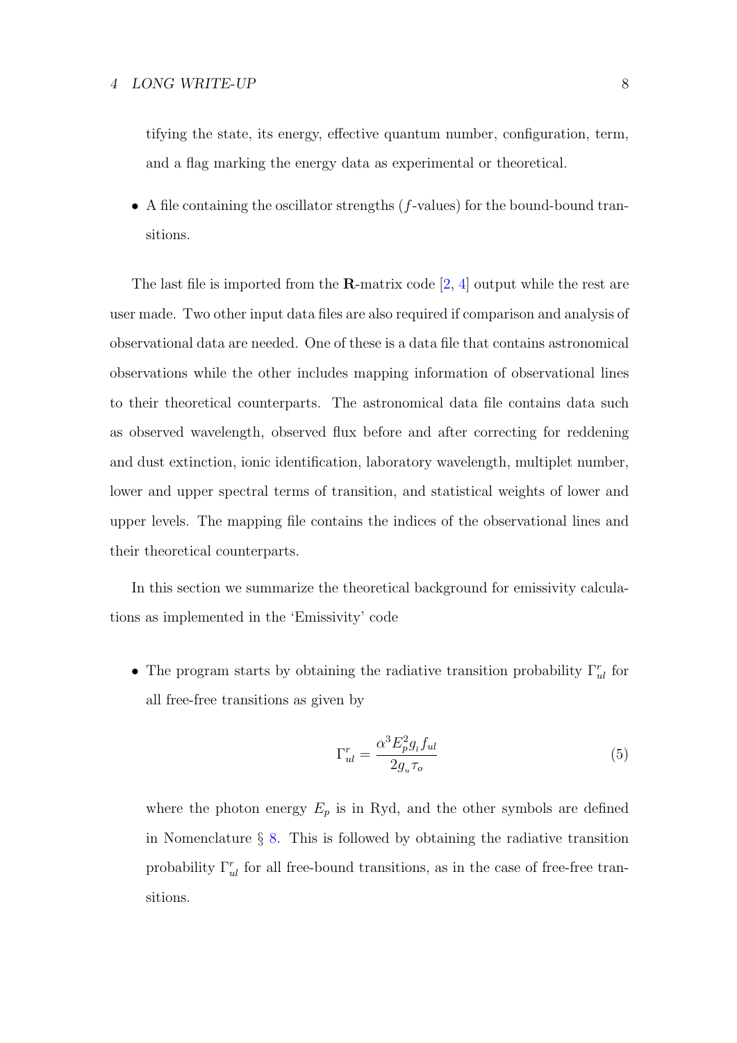tifying the state, its energy, effective quantum number, configuration, term, and a flag marking the energy data as experimental or theoretical.

- A file containing the oscillator strengths ($f$-values) for the bound-bound transitions.

The last file is imported from the **R**-matrix code [2, 4] output while the rest are user made. Two other input data files are also required if comparison and analysis of observational data are needed. One of these is a data file that contains astronomical observations while the other includes mapping information of observational lines to their theoretical counterparts. The astronomical data file contains data such as observed wavelength, observed flux before and after correcting for reddening and dust extinction, ionic identification, laboratory wavelength, multiplet number, lower and upper spectral terms of transition, and statistical weights of lower and upper levels. The mapping file contains the indices of the observational lines and their theoretical counterparts.

In this section we summarize the theoretical background for emissivity calculations as implemented in the 'Emissivity' code

- The program starts by obtaining the radiative transition probability $\Gamma^r_{ul}$ for all free-free transitions as given by

$$\Gamma^r_{ul} = \frac{\alpha^3 E_p^2 g_l f_{ul}}{2 g_u \tau_o} \tag{5}$$

  where the photon energy $E_p$ is in Ryd, and the other symbols are defined in Nomenclature § 8. This is followed by obtaining the radiative transition probability $\Gamma^r_{ul}$ for all free-bound transitions, as in the case of free-free transitions.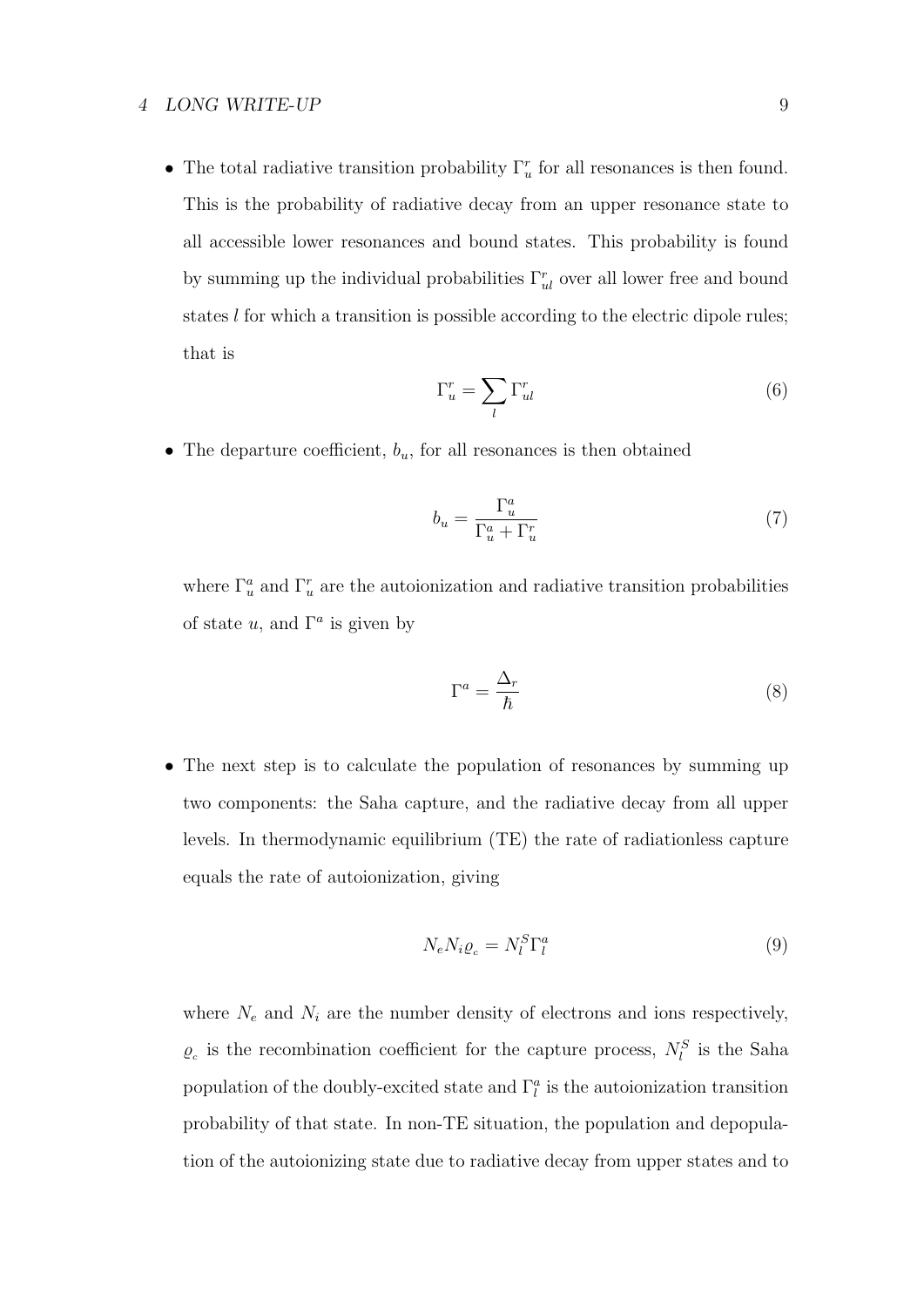- The total radiative transition probability $\Gamma_u^r$ for all resonances is then found. This is the probability of radiative decay from an upper resonance state to all accessible lower resonances and bound states. This probability is found by summing up the individual probabilities $\Gamma_{ul}^r$ over all lower free and bound states $l$ for which a transition is possible according to the electric dipole rules; that is

$$\Gamma_u^r = \sum_l \Gamma_{ul}^r \tag{6}$$

- The departure coefficient, $b_u$, for all resonances is then obtained

$$b_u = \frac{\Gamma_u^a}{\Gamma_u^a + \Gamma_u^r} \tag{7}$$

where $\Gamma_u^a$ and $\Gamma_u^r$ are the autoionization and radiative transition probabilities of state $u$, and $\Gamma^a$ is given by

$$\Gamma^a = \frac{\Delta_r}{\hbar} \tag{8}$$

- The next step is to calculate the population of resonances by summing up two components: the Saha capture, and the radiative decay from all upper levels. In thermodynamic equilibrium (TE) the rate of radiationless capture equals the rate of autoionization, giving

$$N_e N_i \varrho_c = N_l^S \Gamma_l^a \tag{9}$$

where $N_e$ and $N_i$ are the number density of electrons and ions respectively, $\varrho_c$ is the recombination coefficient for the capture process, $N_l^S$ is the Saha population of the doubly-excited state and $\Gamma_l^a$ is the autoionization transition probability of that state. In non-TE situation, the population and depopulation of the autoionizing state due to radiative decay from upper states and to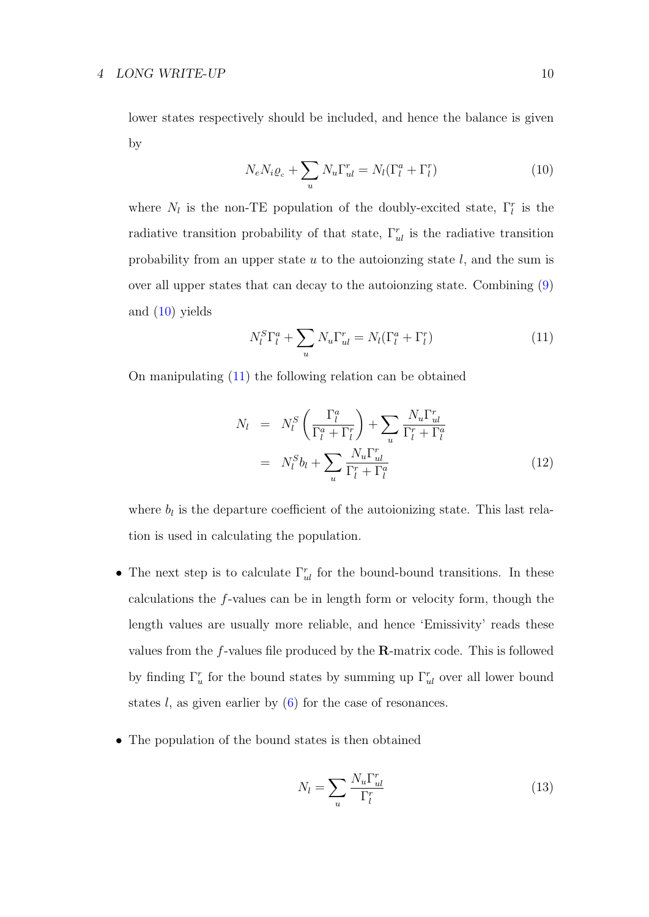lower states respectively should be included, and hence the balance is given by

$$N_e N_i \varrho_c + \sum_u N_u \Gamma^r_{ul} = N_l(\Gamma^a_l + \Gamma^r_l) \tag{10}$$

where $N_l$ is the non-TE population of the doubly-excited state, $\Gamma^r_l$ is the radiative transition probability of that state, $\Gamma^r_{ul}$ is the radiative transition probability from an upper state $u$ to the autoionzing state $l$, and the sum is over all upper states that can decay to the autoionzing state. Combining (9) and (10) yields

$$N^S_l \Gamma^a_l + \sum_u N_u \Gamma^r_{ul} = N_l(\Gamma^a_l + \Gamma^r_l) \tag{11}$$

On manipulating (11) the following relation can be obtained

$$\begin{aligned} N_l &= N^S_l \left( \frac{\Gamma^a_l}{\Gamma^a_l + \Gamma^r_l} \right) + \sum_u \frac{N_u \Gamma^r_{ul}}{\Gamma^r_l + \Gamma^a_l} \\ &= N^S_l b_l + \sum_u \frac{N_u \Gamma^r_{ul}}{\Gamma^r_l + \Gamma^a_l} \end{aligned} \tag{12}$$

where $b_l$ is the departure coefficient of the autoionizing state. This last relation is used in calculating the population.

- The next step is to calculate $\Gamma^r_{ul}$ for the bound-bound transitions. In these calculations the $f$-values can be in length form or velocity form, though the length values are usually more reliable, and hence 'Emissivity' reads these values from the $f$-values file produced by the **R**-matrix code. This is followed by finding $\Gamma^r_u$ for the bound states by summing up $\Gamma^r_{ul}$ over all lower bound states $l$, as given earlier by (6) for the case of resonances.

- The population of the bound states is then obtained

$$N_l = \sum_u \frac{N_u \Gamma^r_{ul}}{\Gamma^r_l} \tag{13}$$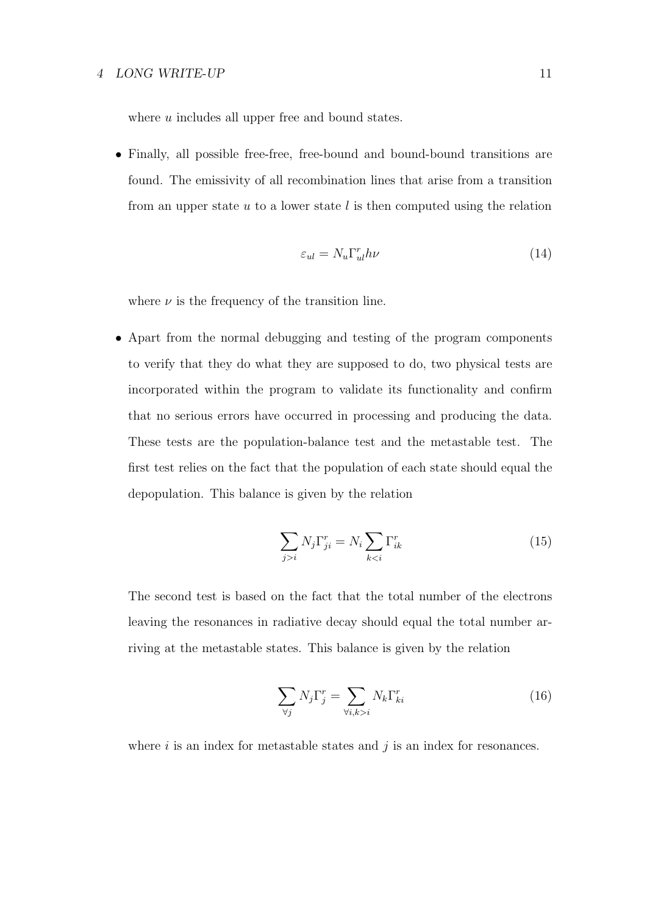where $u$ includes all upper free and bound states.

- Finally, all possible free-free, free-bound and bound-bound transitions are found. The emissivity of all recombination lines that arise from a transition from an upper state $u$ to a lower state $l$ is then computed using the relation

$$\varepsilon_{ul} = N_u \Gamma^r_{ul} h\nu \tag{14}$$

where $\nu$ is the frequency of the transition line.

- Apart from the normal debugging and testing of the program components to verify that they do what they are supposed to do, two physical tests are incorporated within the program to validate its functionality and confirm that no serious errors have occurred in processing and producing the data. These tests are the population-balance test and the metastable test. The first test relies on the fact that the population of each state should equal the depopulation. This balance is given by the relation

$$\sum_{j>i} N_j \Gamma^r_{ji} = N_i \sum_{k<i} \Gamma^r_{ik} \tag{15}$$

The second test is based on the fact that the total number of the electrons leaving the resonances in radiative decay should equal the total number arriving at the metastable states. This balance is given by the relation

$$\sum_{\forall j} N_j \Gamma^r_j = \sum_{\forall i, k>i} N_k \Gamma^r_{ki} \tag{16}$$

where $i$ is an index for metastable states and $j$ is an index for resonances.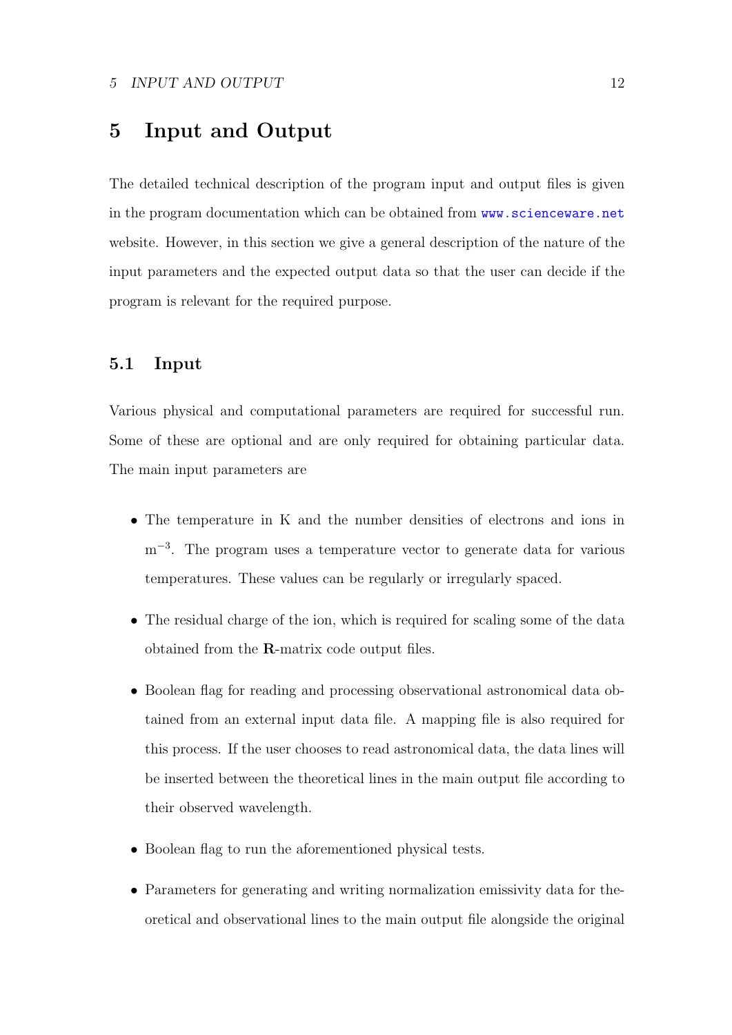# 5 Input and Output

The detailed technical description of the program input and output files is given in the program documentation which can be obtained from www.scienceware.net website. However, in this section we give a general description of the nature of the input parameters and the expected output data so that the user can decide if the program is relevant for the required purpose.

## 5.1 Input

Various physical and computational parameters are required for successful run. Some of these are optional and are only required for obtaining particular data. The main input parameters are

- The temperature in K and the number densities of electrons and ions in $m^{-3}$. The program uses a temperature vector to generate data for various temperatures. These values can be regularly or irregularly spaced.
- The residual charge of the ion, which is required for scaling some of the data obtained from the **R**-matrix code output files.
- Boolean flag for reading and processing observational astronomical data obtained from an external input data file. A mapping file is also required for this process. If the user chooses to read astronomical data, the data lines will be inserted between the theoretical lines in the main output file according to their observed wavelength.
- Boolean flag to run the aforementioned physical tests.
- Parameters for generating and writing normalization emissivity data for theoretical and observational lines to the main output file alongside the original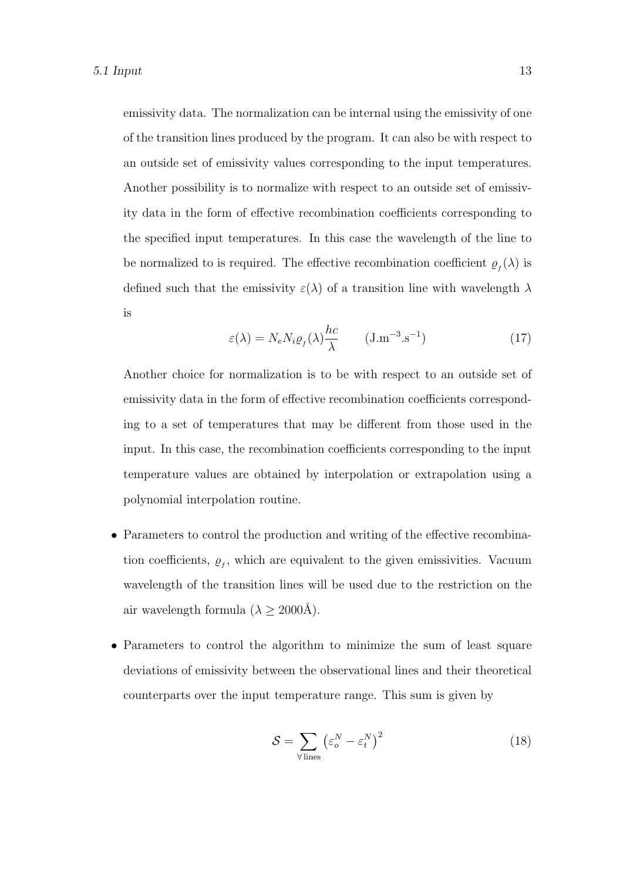emissivity data. The normalization can be internal using the emissivity of one of the transition lines produced by the program. It can also be with respect to an outside set of emissivity values corresponding to the input temperatures. Another possibility is to normalize with respect to an outside set of emissivity data in the form of effective recombination coefficients corresponding to the specified input temperatures. In this case the wavelength of the line to be normalized to is required. The effective recombination coefficient $\varrho_f(\lambda)$ is defined such that the emissivity $\varepsilon(\lambda)$ of a transition line with wavelength $\lambda$ is

$$\varepsilon(\lambda) = N_e N_i \varrho_f(\lambda) \frac{hc}{\lambda} \qquad (\text{J.m}^{-3}.\text{s}^{-1}) \tag{17}$$

Another choice for normalization is to be with respect to an outside set of emissivity data in the form of effective recombination coefficients corresponding to a set of temperatures that may be different from those used in the input. In this case, the recombination coefficients corresponding to the input temperature values are obtained by interpolation or extrapolation using a polynomial interpolation routine.

- Parameters to control the production and writing of the effective recombination coefficients, $\varrho_f$, which are equivalent to the given emissivities. Vacuum wavelength of the transition lines will be used due to the restriction on the air wavelength formula ($\lambda \geq 2000$Å).

- Parameters to control the algorithm to minimize the sum of least square deviations of emissivity between the observational lines and their theoretical counterparts over the input temperature range. This sum is given by

$$\mathcal{S} = \sum_{\forall\,\text{lines}} \left(\varepsilon_o^N - \varepsilon_t^N\right)^2 \tag{18}$$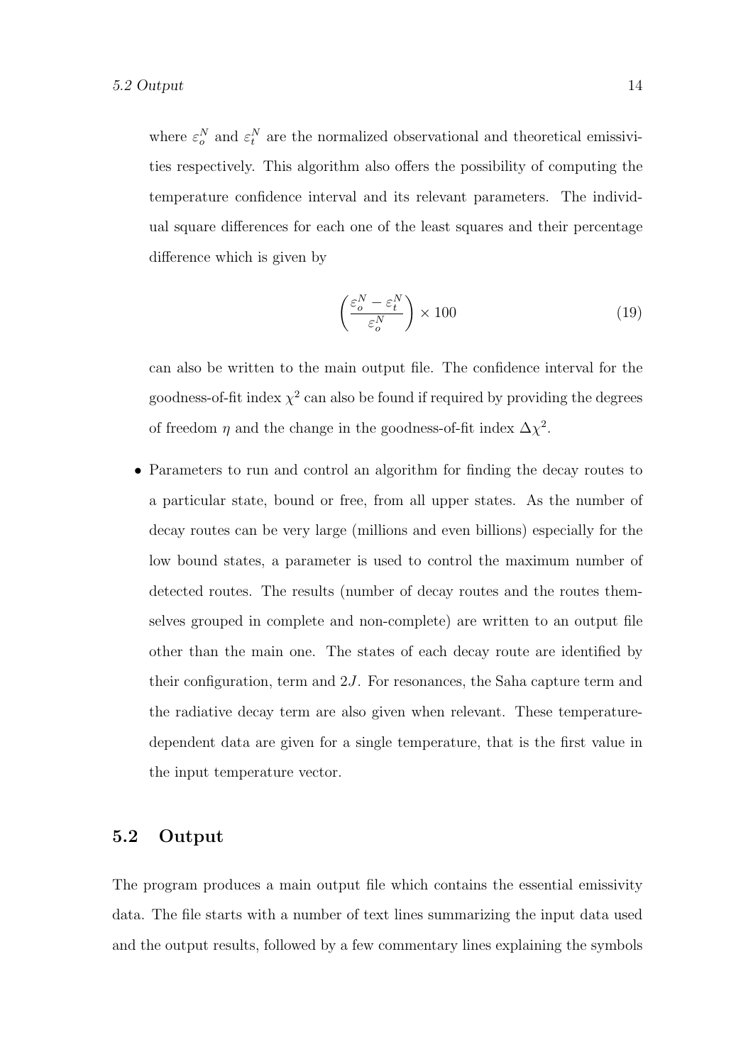where $\varepsilon_o^N$ and $\varepsilon_t^N$ are the normalized observational and theoretical emissivities respectively. This algorithm also offers the possibility of computing the temperature confidence interval and its relevant parameters. The individual square differences for each one of the least squares and their percentage difference which is given by

$$\left( \frac{\varepsilon_o^N - \varepsilon_t^N}{\varepsilon_o^N} \right) \times 100 \tag{19}$$

can also be written to the main output file. The confidence interval for the goodness-of-fit index $\chi^2$ can also be found if required by providing the degrees of freedom $\eta$ and the change in the goodness-of-fit index $\Delta\chi^2$.

- Parameters to run and control an algorithm for finding the decay routes to a particular state, bound or free, from all upper states. As the number of decay routes can be very large (millions and even billions) especially for the low bound states, a parameter is used to control the maximum number of detected routes. The results (number of decay routes and the routes themselves grouped in complete and non-complete) are written to an output file other than the main one. The states of each decay route are identified by their configuration, term and $2J$. For resonances, the Saha capture term and the radiative decay term are also given when relevant. These temperature-dependent data are given for a single temperature, that is the first value in the input temperature vector.

## 5.2 Output

The program produces a main output file which contains the essential emissivity data. The file starts with a number of text lines summarizing the input data used and the output results, followed by a few commentary lines explaining the symbols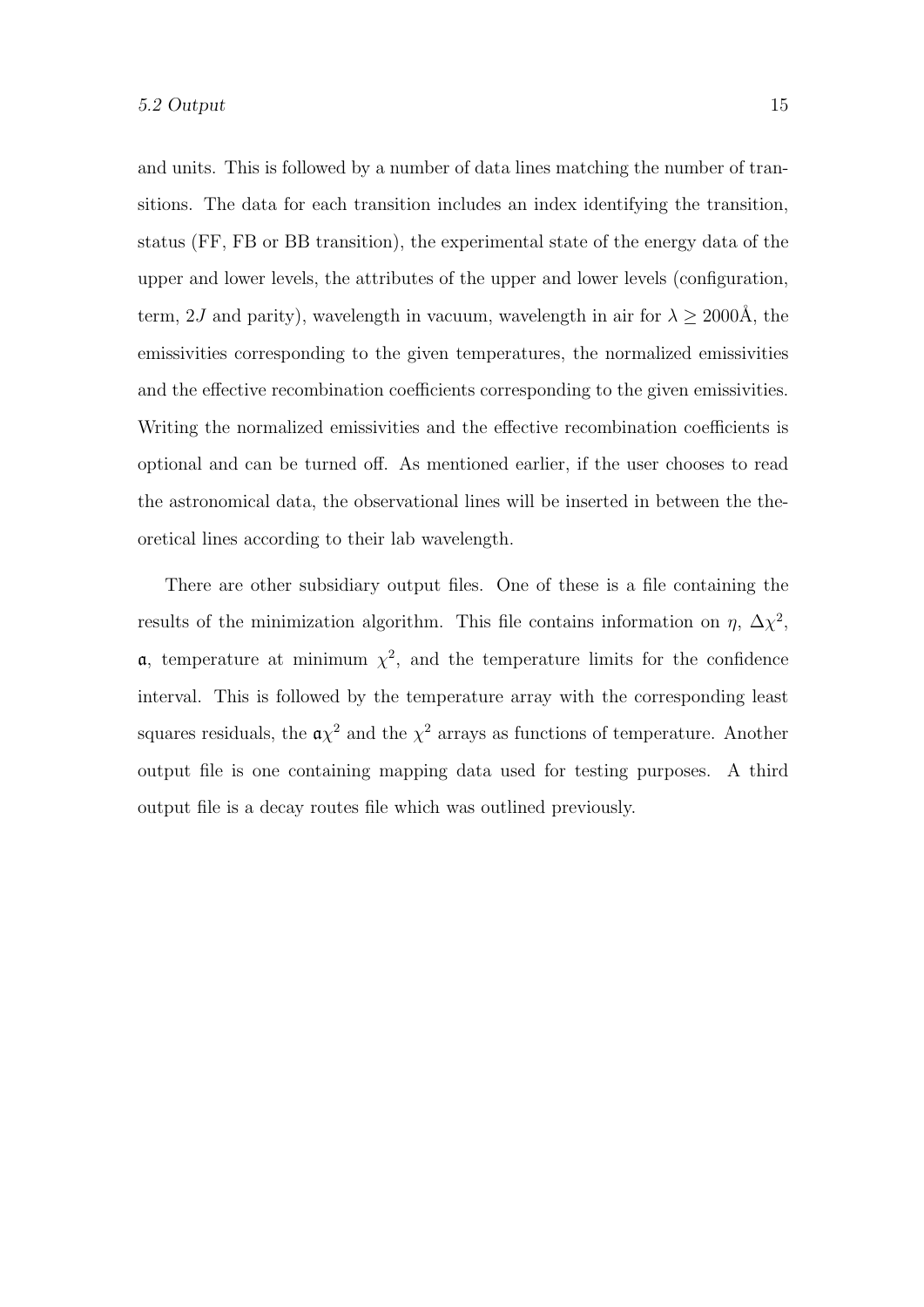and units. This is followed by a number of data lines matching the number of transitions. The data for each transition includes an index identifying the transition, status (FF, FB or BB transition), the experimental state of the energy data of the upper and lower levels, the attributes of the upper and lower levels (configuration, term, $2J$ and parity), wavelength in vacuum, wavelength in air for $\lambda \geq 2000$Å, the emissivities corresponding to the given temperatures, the normalized emissivities and the effective recombination coefficients corresponding to the given emissivities. Writing the normalized emissivities and the effective recombination coefficients is optional and can be turned off. As mentioned earlier, if the user chooses to read the astronomical data, the observational lines will be inserted in between the theoretical lines according to their lab wavelength.

There are other subsidiary output files. One of these is a file containing the results of the minimization algorithm. This file contains information on $\eta$, $\Delta\chi^2$, $\mathfrak{a}$, temperature at minimum $\chi^2$, and the temperature limits for the confidence interval. This is followed by the temperature array with the corresponding least squares residuals, the $\mathfrak{a}\chi^2$ and the $\chi^2$ arrays as functions of temperature. Another output file is one containing mapping data used for testing purposes. A third output file is a decay routes file which was outlined previously.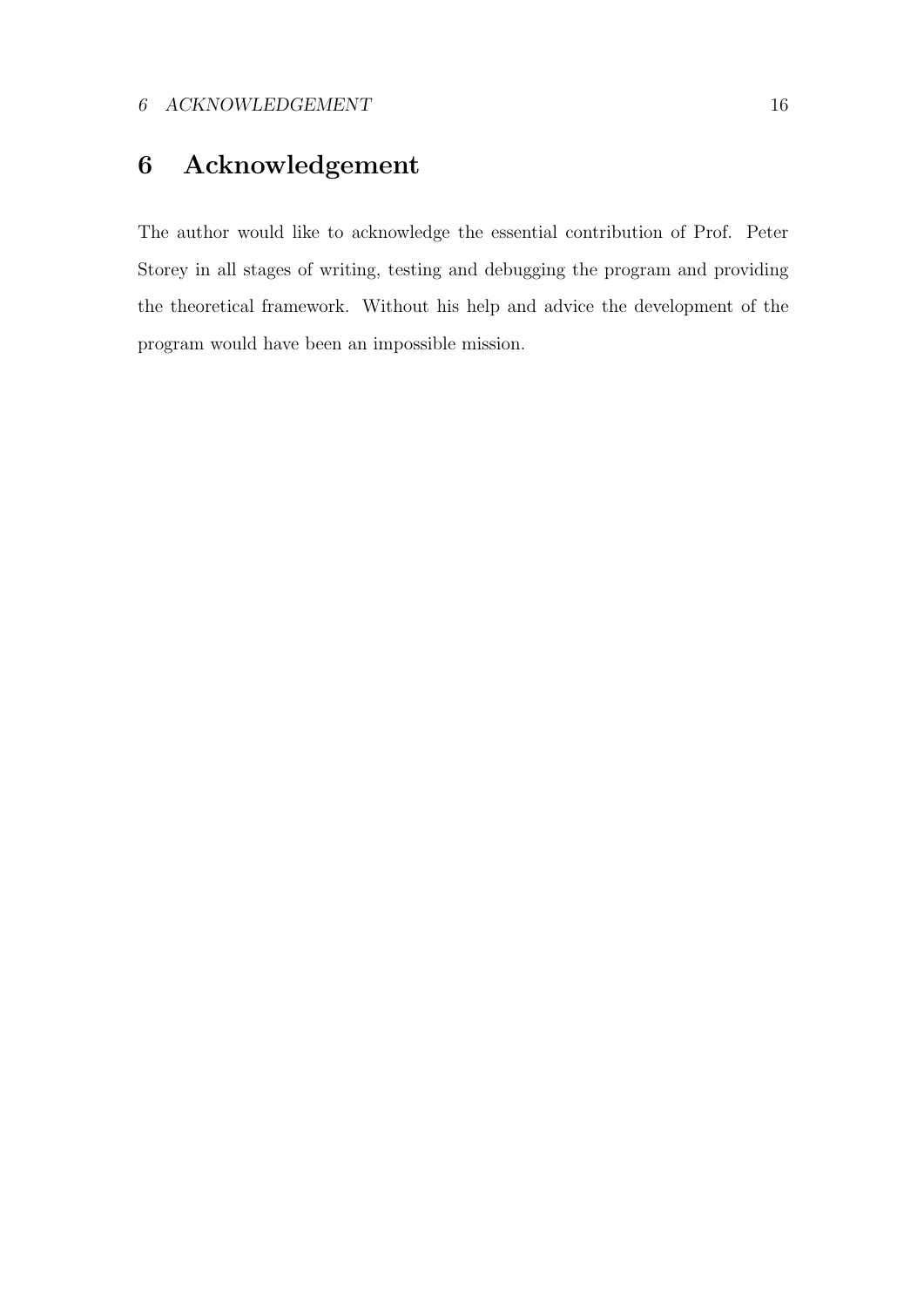# 6 Acknowledgement

The author would like to acknowledge the essential contribution of Prof. Peter Storey in all stages of writing, testing and debugging the program and providing the theoretical framework. Without his help and advice the development of the program would have been an impossible mission.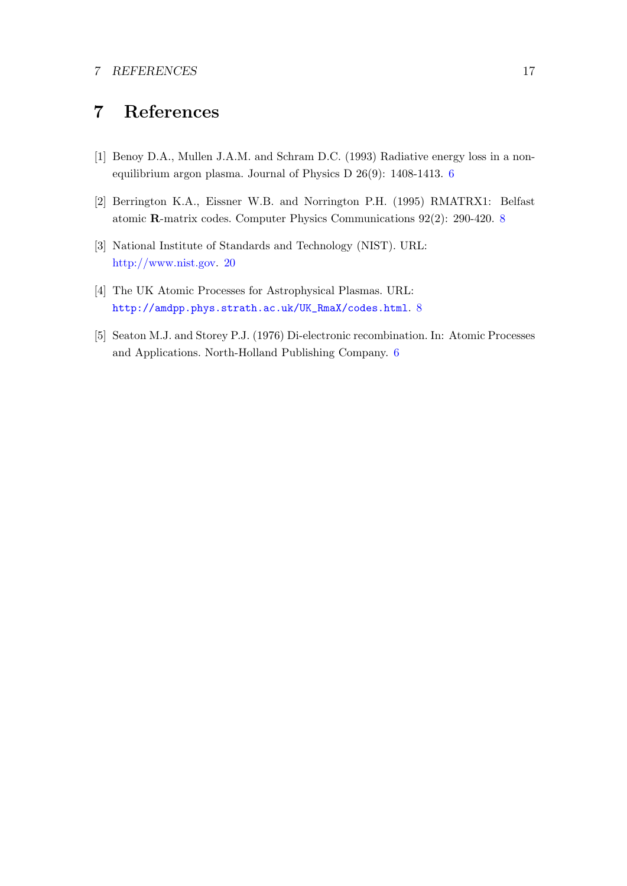# 7 References

[1] Benoy D.A., Mullen J.A.M. and Schram D.C. (1993) Radiative energy loss in a non-equilibrium argon plasma. Journal of Physics D 26(9): 1408-1413. 6

[2] Berrington K.A., Eissner W.B. and Norrington P.H. (1995) RMATRX1: Belfast atomic **R**-matrix codes. Computer Physics Communications 92(2): 290-420. 8

[3] National Institute of Standards and Technology (NIST). URL: http://www.nist.gov. 20

[4] The UK Atomic Processes for Astrophysical Plasmas. URL: `http://amdpp.phys.strath.ac.uk/UK_RmaX/codes.html`. 8

[5] Seaton M.J. and Storey P.J. (1976) Di-electronic recombination. In: Atomic Processes and Applications. North-Holland Publishing Company. 6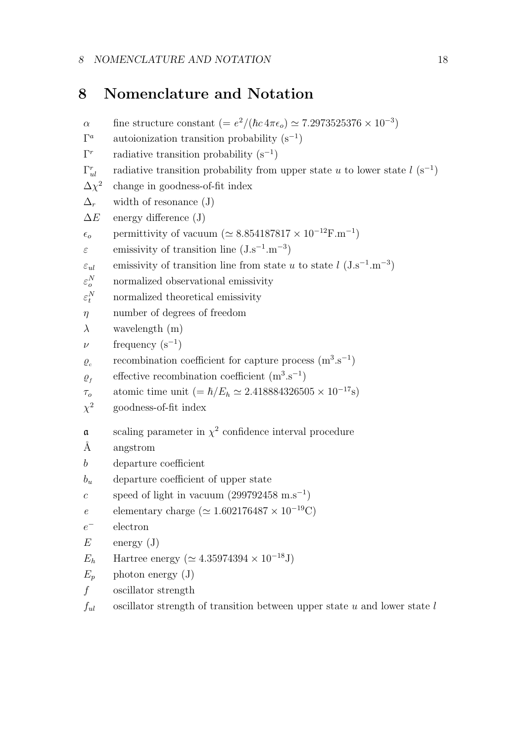# 8 Nomenclature and Notation

$\alpha$ fine structure constant ($= e^2/(\hbar c\, 4\pi\epsilon_o) \simeq 7.2973525376 \times 10^{-3}$)

$\Gamma^a$ autoionization transition probability ($s^{-1}$)

$\Gamma^r$ radiative transition probability ($s^{-1}$)

$\Gamma^r_{ul}$ radiative transition probability from upper state $u$ to lower state $l$ ($s^{-1}$)

$\Delta\chi^2$ change in goodness-of-fit index

$\Delta_r$ width of resonance (J)

$\Delta E$ energy difference (J)

$\epsilon_o$ permittivity of vacuum ($\simeq 8.854187817 \times 10^{-12}$F.m$^{-1}$)

$\varepsilon$ emissivity of transition line (J.s$^{-1}$.m$^{-3}$)

$\varepsilon_{ul}$ emissivity of transition line from state $u$ to state $l$ (J.s$^{-1}$.m$^{-3}$)

$\varepsilon^N_o$ normalized observational emissivity

$\varepsilon^N_t$ normalized theoretical emissivity

$\eta$ number of degrees of freedom

$\lambda$ wavelength (m)

$\nu$ frequency ($s^{-1}$)

$\varrho_c$ recombination coefficient for capture process (m$^3$.s$^{-1}$)

$\varrho_f$ effective recombination coefficient (m$^3$.s$^{-1}$)

$\tau_o$ atomic time unit ($= \hbar/E_h \simeq 2.418884326505 \times 10^{-17}$s)

$\chi^2$ goodness-of-fit index

$\mathfrak{a}$ scaling parameter in $\chi^2$ confidence interval procedure

Å angstrom

$b$ departure coefficient

$b_u$ departure coefficient of upper state

$c$ speed of light in vacuum (299792458 m.s$^{-1}$)

$e$ elementary charge ($\simeq 1.602176487 \times 10^{-19}$C)

$e^-$ electron

$E$ energy (J)

$E_h$ Hartree energy ($\simeq 4.35974394 \times 10^{-18}$J)

$E_p$ photon energy (J)

$f$ oscillator strength

$f_{ul}$ oscillator strength of transition between upper state $u$ and lower state $l$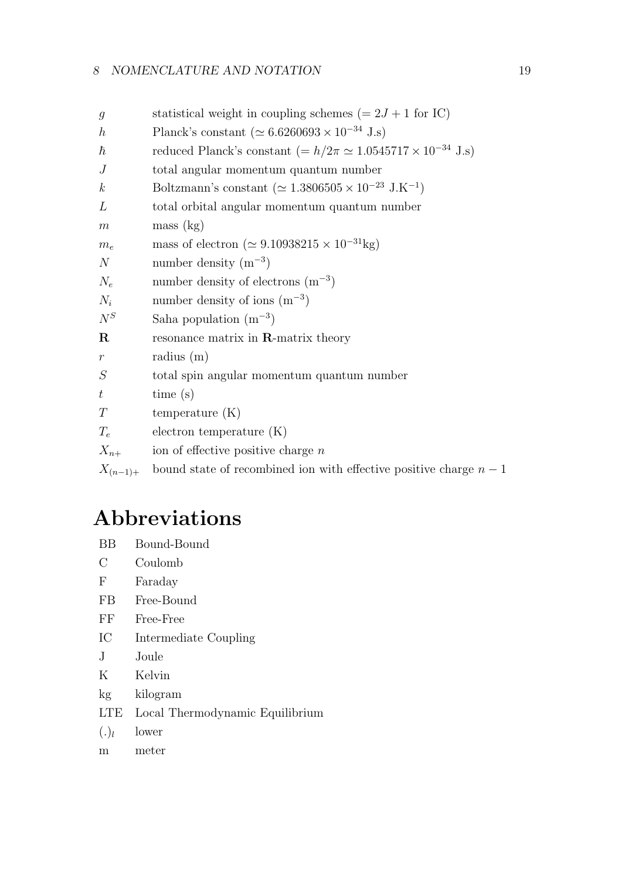| | |
|---|---|
| $g$ | statistical weight in coupling schemes ($= 2J+1$ for IC) |
| $h$ | Planck's constant ($\simeq 6.6260693 \times 10^{-34}$ J.s) |
| $\hbar$ | reduced Planck's constant ($= h/2\pi \simeq 1.0545717 \times 10^{-34}$ J.s) |
| $J$ | total angular momentum quantum number |
| $k$ | Boltzmann's constant ($\simeq 1.3806505 \times 10^{-23}$ J.K$^{-1}$) |
| $L$ | total orbital angular momentum quantum number |
| $m$ | mass (kg) |
| $m_e$ | mass of electron ($\simeq 9.10938215 \times 10^{-31}$kg) |
| $N$ | number density (m$^{-3}$) |
| $N_e$ | number density of electrons (m$^{-3}$) |
| $N_i$ | number density of ions (m$^{-3}$) |
| $N^S$ | Saha population (m$^{-3}$) |
| $\mathbf{R}$ | resonance matrix in **R**-matrix theory |
| $r$ | radius (m) |
| $S$ | total spin angular momentum quantum number |
| $t$ | time (s) |
| $T$ | temperature (K) |
| $T_e$ | electron temperature (K) |
| $X_{n+}$ | ion of effective positive charge $n$ |
| $X_{(n-1)+}$ | bound state of recombined ion with effective positive charge $n-1$ |

# Abbreviations

| | |
|---|---|
| BB | Bound-Bound |
| C | Coulomb |
| F | Faraday |
| FB | Free-Bound |
| FF | Free-Free |
| IC | Intermediate Coupling |
| J | Joule |
| K | Kelvin |
| kg | kilogram |
| LTE | Local Thermodynamic Equilibrium |
| $(.)_l$ | lower |
| m | meter |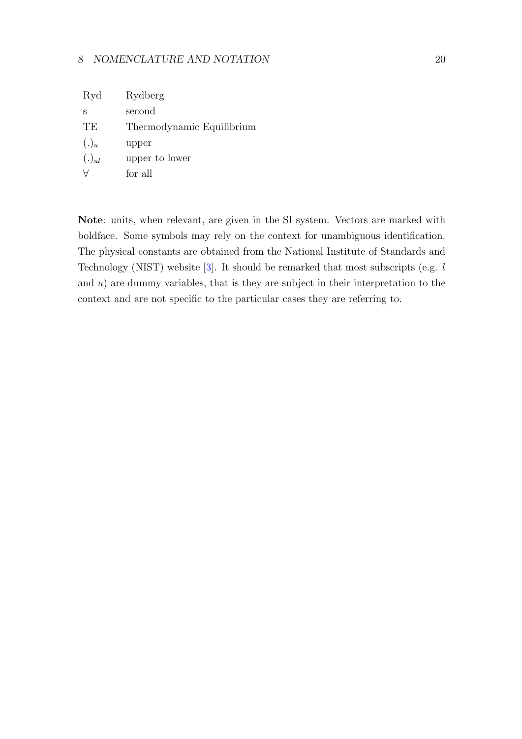| | |
|---|---|
| Ryd | Rydberg |
| s | second |
| TE | Thermodynamic Equilibrium |
| $(.)_u$ | upper |
| $(.)_{ul}$ | upper to lower |
| $\forall$ | for all |

**Note**: units, when relevant, are given in the SI system. Vectors are marked with boldface. Some symbols may rely on the context for unambiguous identification. The physical constants are obtained from the National Institute of Standards and Technology (NIST) website [3]. It should be remarked that most subscripts (e.g. $l$ and $u$) are dummy variables, that is they are subject in their interpretation to the context and are not specific to the particular cases they are referring to.